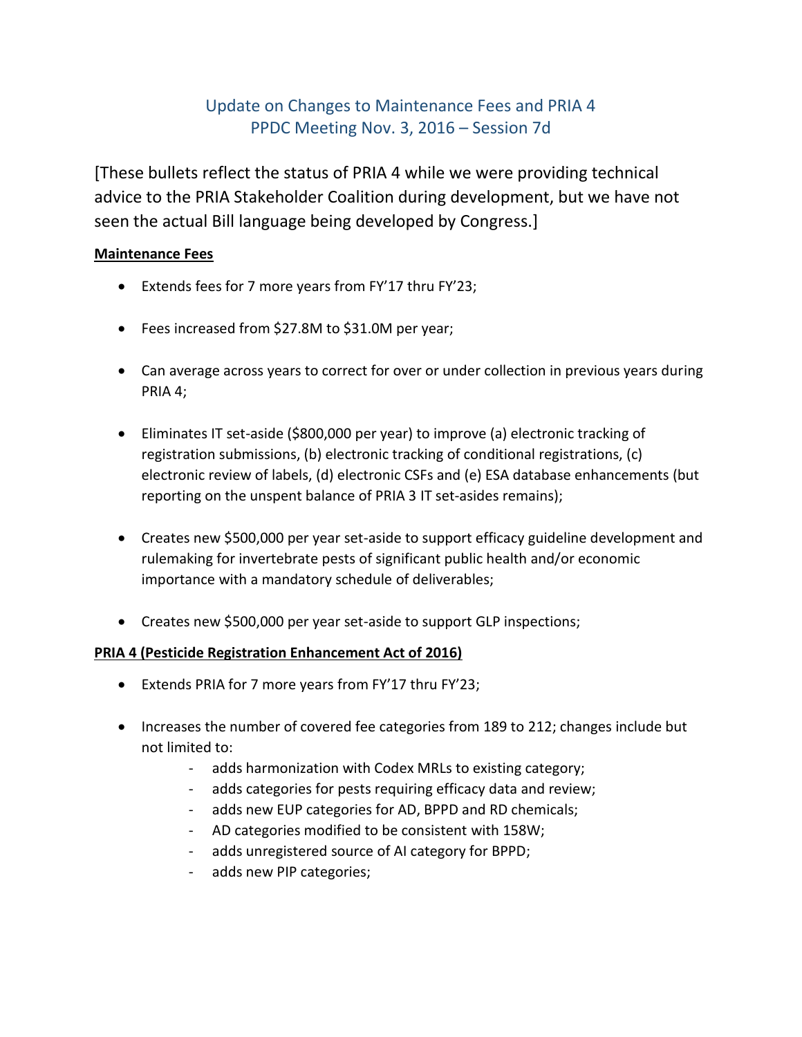## Update on Changes to Maintenance Fees and PRIA 4
## PPDC Meeting Nov. 3, 2016 – Session 7d

[These bullets reflect the status of PRIA 4 while we were providing technical advice to the PRIA Stakeholder Coalition during development, but we have not seen the actual Bill language being developed by Congress.]

**Maintenance Fees**

- Extends fees for 7 more years from FY'17 thru FY'23;
- Fees increased from $27.8M to $31.0M per year;
- Can average across years to correct for over or under collection in previous years during PRIA 4;
- Eliminates IT set-aside ($800,000 per year) to improve (a) electronic tracking of registration submissions, (b) electronic tracking of conditional registrations, (c) electronic review of labels, (d) electronic CSFs and (e) ESA database enhancements (but reporting on the unspent balance of PRIA 3 IT set-asides remains);
- Creates new $500,000 per year set-aside to support efficacy guideline development and rulemaking for invertebrate pests of significant public health and/or economic importance with a mandatory schedule of deliverables;
- Creates new $500,000 per year set-aside to support GLP inspections;

**PRIA 4 (Pesticide Registration Enhancement Act of 2016)**

- Extends PRIA for 7 more years from FY'17 thru FY'23;
- Increases the number of covered fee categories from 189 to 212; changes include but not limited to:
  - adds harmonization with Codex MRLs to existing category;
  - adds categories for pests requiring efficacy data and review;
  - adds new EUP categories for AD, BPPD and RD chemicals;
  - AD categories modified to be consistent with 158W;
  - adds unregistered source of AI category for BPPD;
  - adds new PIP categories;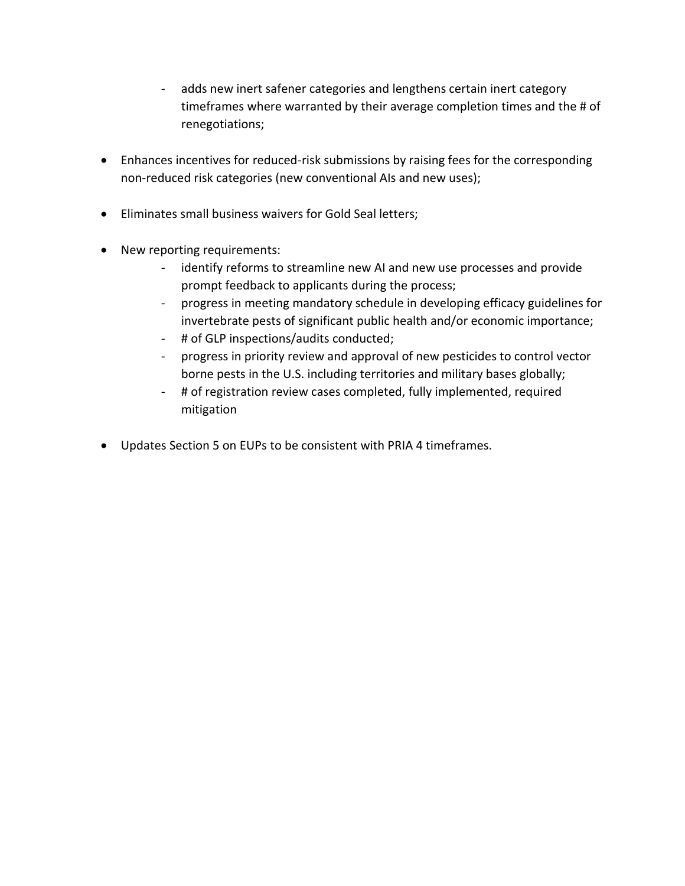- adds new inert safener categories and lengthens certain inert category timeframes where warranted by their average completion times and the # of renegotiations;

- Enhances incentives for reduced-risk submissions by raising fees for the corresponding non-reduced risk categories (new conventional AIs and new uses);

- Eliminates small business waivers for Gold Seal letters;

- New reporting requirements:
  - identify reforms to streamline new AI and new use processes and provide prompt feedback to applicants during the process;
  - progress in meeting mandatory schedule in developing efficacy guidelines for invertebrate pests of significant public health and/or economic importance;
  - # of GLP inspections/audits conducted;
  - progress in priority review and approval of new pesticides to control vector borne pests in the U.S. including territories and military bases globally;
  - # of registration review cases completed, fully implemented, required mitigation

- Updates Section 5 on EUPs to be consistent with PRIA 4 timeframes.